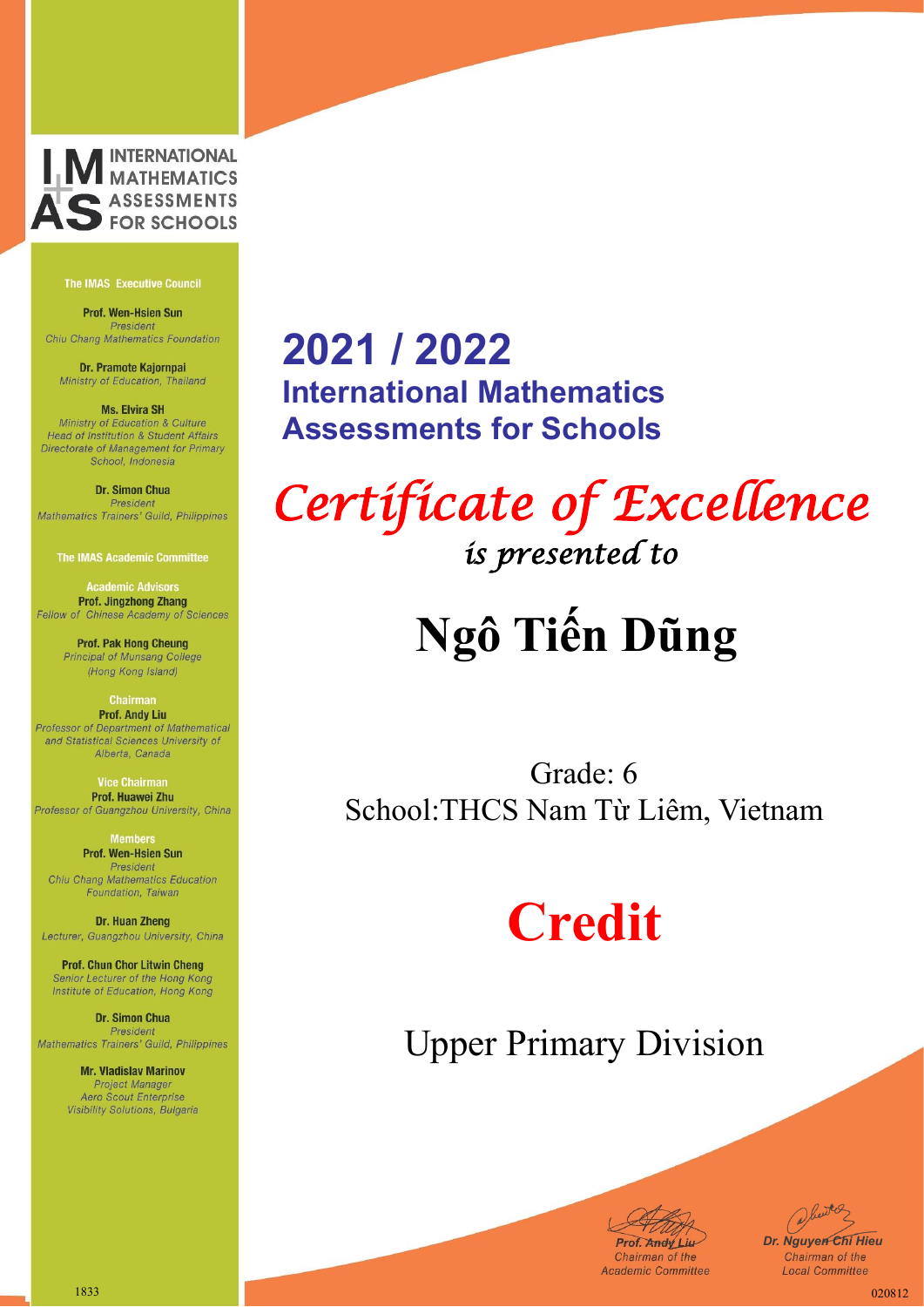INTERNATIONAL MATHEMATICS ASSESSMENTS FOR SCHOOLS

**The IMAS Executive Council**

**Prof. Wen-Hsien Sun**
*President*
*Chiu Chang Mathematics Foundation*

**Dr. Pramote Kajornpai**
*Ministry of Education, Thailand*

**Ms. Elvira SH**
*Ministry of Education & Culture*
*Head of Institution & Student Affairs*
*Directorate of Management for Primary School, Indonesia*

**Dr. Simon Chua**
*President*
*Mathematics Trainers' Guild, Philippines*

**The IMAS Academic Committee**

**Academic Advisors**

**Prof. Jingzhong Zhang**
*Fellow of Chinese Academy of Sciences*

**Prof. Pak Hong Cheung**
*Principal of Munsang College (Hong Kong Island)*

**Chairman**

**Prof. Andy Liu**
*Professor of Department of Mathematical and Statistical Sciences University of Alberta, Canada*

**Vice Chairman**

**Prof. Huawei Zhu**
*Professor of Guangzhou University, China*

**Members**

**Prof. Wen-Hsien Sun**
*President*
*Chiu Chang Mathematics Education Foundation, Taiwan*

**Dr. Huan Zheng**
*Lecturer, Guangzhou University, China*

**Prof. Chun Chor Litwin Cheng**
*Senior Lecturer of the Hong Kong Institute of Education, Hong Kong*

**Dr. Simon Chua**
*President*
*Mathematics Trainers' Guild, Philippines*

**Mr. Vladislav Marinov**
*Project Manager*
*Aero Scout Enterprise Visibility Solutions, Bulgaria*

# 2021 / 2022
## International Mathematics Assessments for Schools

# *Certificate of Excellence*

*is presented to*

# Ngô Tiến Dũng

Grade: 6
School:THCS Nam Từ Liêm, Vietnam

# Credit

Upper Primary Division

**Prof. Andy Liu**
*Chairman of the Academic Committee*

**Dr. Nguyen Chi Hieu**
*Chairman of the Local Committee*

1833

020812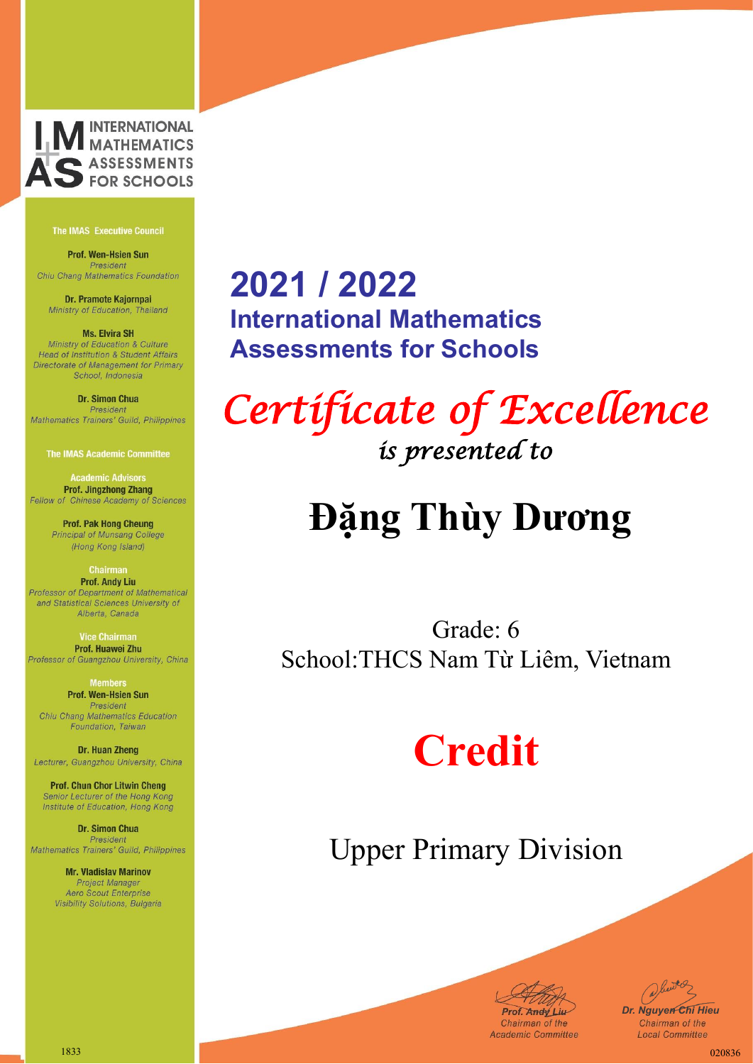INTERNATIONAL MATHEMATICS ASSESSMENTS FOR SCHOOLS

**The IMAS Executive Council**

**Prof. Wen-Hsien Sun**
*President*
*Chiu Chang Mathematics Foundation*

**Dr. Pramote Kajornpai**
*Ministry of Education, Thailand*

**Ms. Elvira SH**
*Ministry of Education & Culture*
*Head of Institution & Student Affairs*
*Directorate of Management for Primary School, Indonesia*

**Dr. Simon Chua**
*President*
*Mathematics Trainers' Guild, Philippines*

**The IMAS Academic Committee**

**Academic Advisors**

**Prof. Jingzhong Zhang**
*Fellow of Chinese Academy of Sciences*

**Prof. Pak Hong Cheung**
*Principal of Munsang College (Hong Kong Island)*

**Chairman**

**Prof. Andy Liu**
*Professor of Department of Mathematical and Statistical Sciences University of Alberta, Canada*

**Vice Chairman**

**Prof. Huawei Zhu**
*Professor of Guangzhou University, China*

**Members**

**Prof. Wen-Hsien Sun**
*President*
*Chiu Chang Mathematics Education Foundation, Taiwan*

**Dr. Huan Zheng**
*Lecturer, Guangzhou University, China*

**Prof. Chun Chor Litwin Cheng**
*Senior Lecturer of the Hong Kong Institute of Education, Hong Kong*

**Dr. Simon Chua**
*President*
*Mathematics Trainers' Guild, Philippines*

**Mr. Vladislav Marinov**
*Project Manager*
*Aero Scout Enterprise Visibility Solutions, Bulgaria*

# 2021 / 2022
## International Mathematics Assessments for Schools

*Certificate of Excellence*
*is presented to*

# Đặng Thùy Dương

Grade: 6
School:THCS Nam Từ Liêm, Vietnam

# Credit

Upper Primary Division

*Prof. Andy Liu*
*Chairman of the Academic Committee*

*Dr. Nguyen Chi Hieu*
*Chairman of the Local Committee*

1833

020836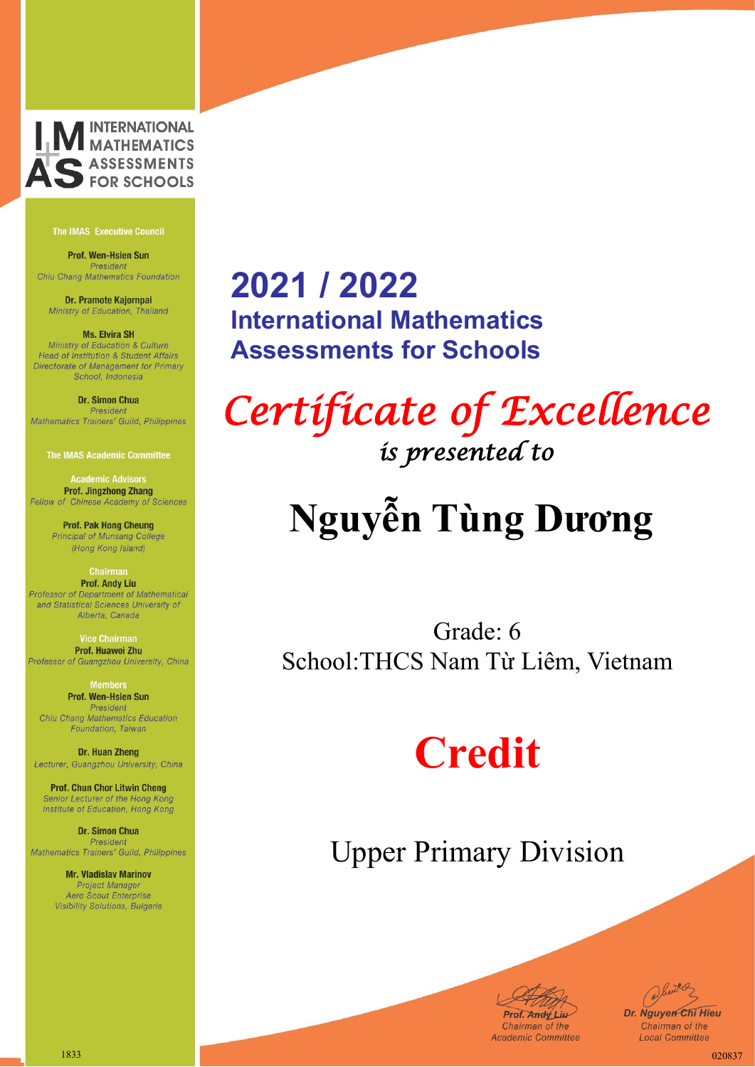INTERNATIONAL MATHEMATICS ASSESSMENTS FOR SCHOOLS

**The IMAS Executive Council**

**Prof. Wen-Hsien Sun**
*President*
*Chiu Chang Mathematics Foundation*

**Dr. Pramote Kajornpai**
*Ministry of Education, Thailand*

**Ms. Elvira SH**
*Ministry of Education & Culture*
*Head of Institution & Student Affairs*
*Directorate of Management for Primary School, Indonesia*

**Dr. Simon Chua**
*President*
*Mathematics Trainers' Guild, Philippines*

**The IMAS Academic Committee**

**Academic Advisors**

**Prof. Jingzhong Zhang**
*Fellow of Chinese Academy of Sciences*

**Prof. Pak Hong Cheung**
*Principal of Munsang College (Hong Kong Island)*

**Chairman**

**Prof. Andy Liu**
*Professor of Department of Mathematical and Statistical Sciences University of Alberta, Canada*

**Vice Chairman**

**Prof. Huawei Zhu**
*Professor of Guangzhou University, China*

**Members**

**Prof. Wen-Hsien Sun**
*President*
*Chiu Chang Mathematics Education Foundation, Taiwan*

**Dr. Huan Zheng**
*Lecturer, Guangzhou University, China*

**Prof. Chun Chor Litwin Cheng**
*Senior Lecturer of the Hong Kong Institute of Education, Hong Kong*

**Dr. Simon Chua**
*President*
*Mathematics Trainers' Guild, Philippines*

**Mr. Vladislav Marinov**
*Project Manager*
*Aero Scout Enterprise Visibility Solutions, Bulgaria*

# 2021 / 2022

## International Mathematics Assessments for Schools

*Certificate of Excellence*

*is presented to*

# Nguyễn Tùng Dương

Grade: 6

School:THCS Nam Từ Liêm, Vietnam

# Credit

Upper Primary Division

**Prof. Andy Liu**
*Chairman of the Academic Committee*

**Dr. Nguyen Chi Hieu**
*Chairman of the Local Committee*

1833

020837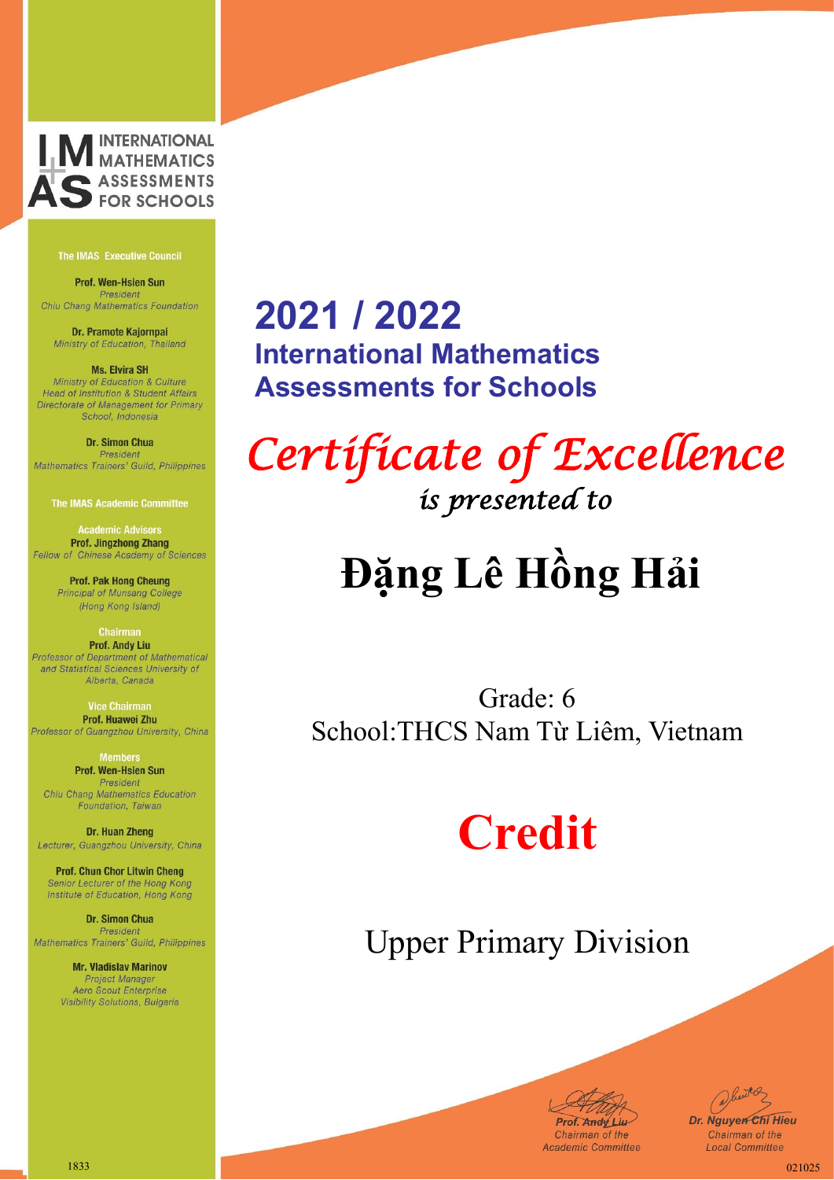INTERNATIONAL MATHEMATICS ASSESSMENTS FOR SCHOOLS

**The IMAS Executive Council**

**Prof. Wen-Hsien Sun**
*President*
*Chiu Chang Mathematics Foundation*

**Dr. Pramote Kajornpai**
*Ministry of Education, Thailand*

**Ms. Elvira SH**
*Ministry of Education & Culture*
*Head of Institution & Student Affairs*
*Directorate of Management for Primary School, Indonesia*

**Dr. Simon Chua**
*President*
*Mathematics Trainers' Guild, Philippines*

**The IMAS Academic Committee**

Academic Advisors

**Prof. Jingzhong Zhang**
*Fellow of Chinese Academy of Sciences*

**Prof. Pak Hong Cheung**
*Principal of Munsang College (Hong Kong Island)*

Chairman

**Prof. Andy Liu**
*Professor of Department of Mathematical and Statistical Sciences University of Alberta, Canada*

Vice Chairman

**Prof. Huawei Zhu**
*Professor of Guangzhou University, China*

Members

**Prof. Wen-Hsien Sun**
*President*
*Chiu Chang Mathematics Education Foundation, Taiwan*

**Dr. Huan Zheng**
*Lecturer, Guangzhou University, China*

**Prof. Chun Chor Litwin Cheng**
*Senior Lecturer of the Hong Kong Institute of Education, Hong Kong*

**Dr. Simon Chua**
*President*
*Mathematics Trainers' Guild, Philippines*

**Mr. Vladislav Marinov**
*Project Manager*
*Aero Scout Enterprise Visibility Solutions, Bulgaria*

# 2021 / 2022

## International Mathematics Assessments for Schools

# *Certificate of Excellence*

*is presented to*

# **Đặng Lê Hồng Hải**

Grade: 6
School:THCS Nam Từ Liêm, Vietnam

# **Credit**

Upper Primary Division

*Prof. Andy Liu*
*Chairman of the Academic Committee*

*Dr. Nguyen Chi Hieu*
*Chairman of the Local Committee*

1833

021025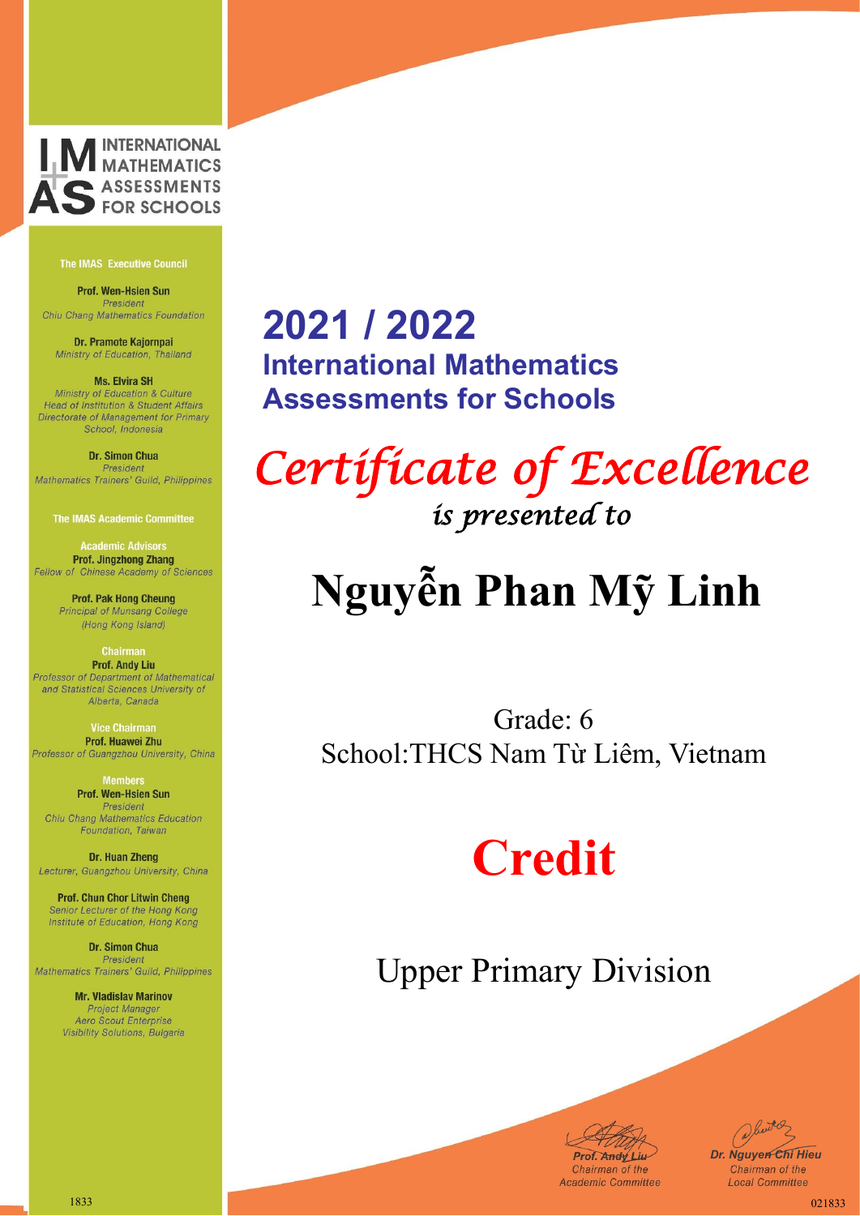INTERNATIONAL MATHEMATICS ASSESSMENTS FOR SCHOOLS

**The IMAS Executive Council**

**Prof. Wen-Hsien Sun**
*President*
*Chiu Chang Mathematics Foundation*

**Dr. Pramote Kajornpai**
*Ministry of Education, Thailand*

**Ms. Elvira SH**
*Ministry of Education & Culture*
*Head of Institution & Student Affairs*
*Directorate of Management for Primary School, Indonesia*

**Dr. Simon Chua**
*President*
*Mathematics Trainers' Guild, Philippines*

**The IMAS Academic Committee**

Academic Advisors
**Prof. Jingzhong Zhang**
*Fellow of Chinese Academy of Sciences*

**Prof. Pak Hong Cheung**
*Principal of Munsang College (Hong Kong Island)*

Chairman
**Prof. Andy Liu**
*Professor of Department of Mathematical and Statistical Sciences University of Alberta, Canada*

Vice Chairman
**Prof. Huawei Zhu**
*Professor of Guangzhou University, China*

Members
**Prof. Wen-Hsien Sun**
*President*
*Chiu Chang Mathematics Education Foundation, Taiwan*

**Dr. Huan Zheng**
*Lecturer, Guangzhou University, China*

**Prof. Chun Chor Litwin Cheng**
*Senior Lecturer of the Hong Kong Institute of Education, Hong Kong*

**Dr. Simon Chua**
*President*
*Mathematics Trainers' Guild, Philippines*

**Mr. Vladislav Marinov**
*Project Manager*
*Aero Scout Enterprise Visibility Solutions, Bulgaria*

# 2021 / 2022

## International Mathematics Assessments for Schools

# *Certificate of Excellence*

*is presented to*

# Nguyễn Phan Mỹ Linh

Grade: 6

School:THCS Nam Từ Liêm, Vietnam

# Credit

Upper Primary Division

*Prof. Andy Liu*
*Chairman of the Academic Committee*

*Dr. Nguyen Chi Hieu*
*Chairman of the Local Committee*

1833

021833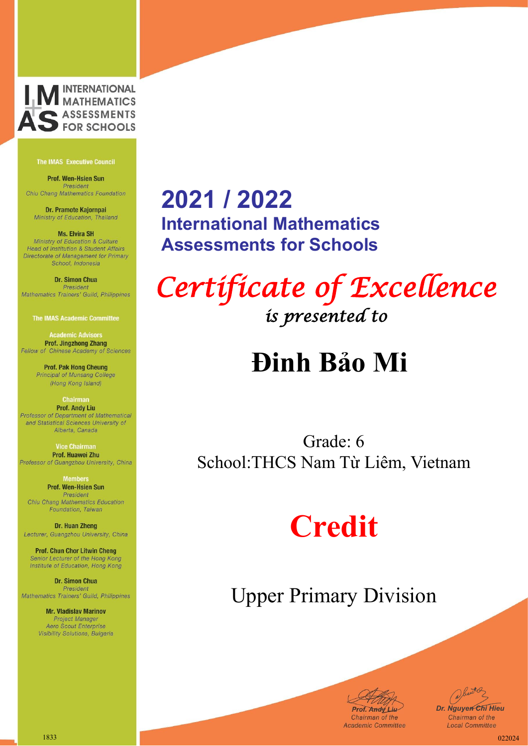INTERNATIONAL MATHEMATICS ASSESSMENTS FOR SCHOOLS

**The IMAS Executive Council**

**Prof. Wen-Hsien Sun**
*President*
*Chiu Chang Mathematics Foundation*

**Dr. Pramote Kajornpai**
*Ministry of Education, Thailand*

**Ms. Elvira SH**
*Ministry of Education & Culture*
*Head of Institution & Student Affairs*
*Directorate of Management for Primary School, Indonesia*

**Dr. Simon Chua**
*President*
*Mathematics Trainers' Guild, Philippines*

**The IMAS Academic Committee**

**Academic Advisors**
**Prof. Jingzhong Zhang**
*Fellow of Chinese Academy of Sciences*

**Prof. Pak Hong Cheung**
*Principal of Munsang College (Hong Kong Island)*

**Chairman**
**Prof. Andy Liu**
*Professor of Department of Mathematical and Statistical Sciences University of Alberta, Canada*

**Vice Chairman**
**Prof. Huawei Zhu**
*Professor of Guangzhou University, China*

**Members**
**Prof. Wen-Hsien Sun**
*President*
*Chiu Chang Mathematics Education Foundation, Taiwan*

**Dr. Huan Zheng**
*Lecturer, Guangzhou University, China*

**Prof. Chun Chor Litwin Cheng**
*Senior Lecturer of the Hong Kong Institute of Education, Hong Kong*

**Dr. Simon Chua**
*President*
*Mathematics Trainers' Guild, Philippines*

**Mr. Vladislav Marinov**
*Project Manager*
*Aero Scout Enterprise Visibility Solutions, Bulgaria*

# 2021 / 2022

## International Mathematics Assessments for Schools

*Certificate of Excellence*

*is presented to*

# Đinh Bảo Mi

Grade: 6

School:THCS Nam Từ Liêm, Vietnam

# Credit

Upper Primary Division

**Prof. Andy Liu**
*Chairman of the Academic Committee*

**Dr. Nguyen Chi Hieu**
*Chairman of the Local Committee*

1833

022024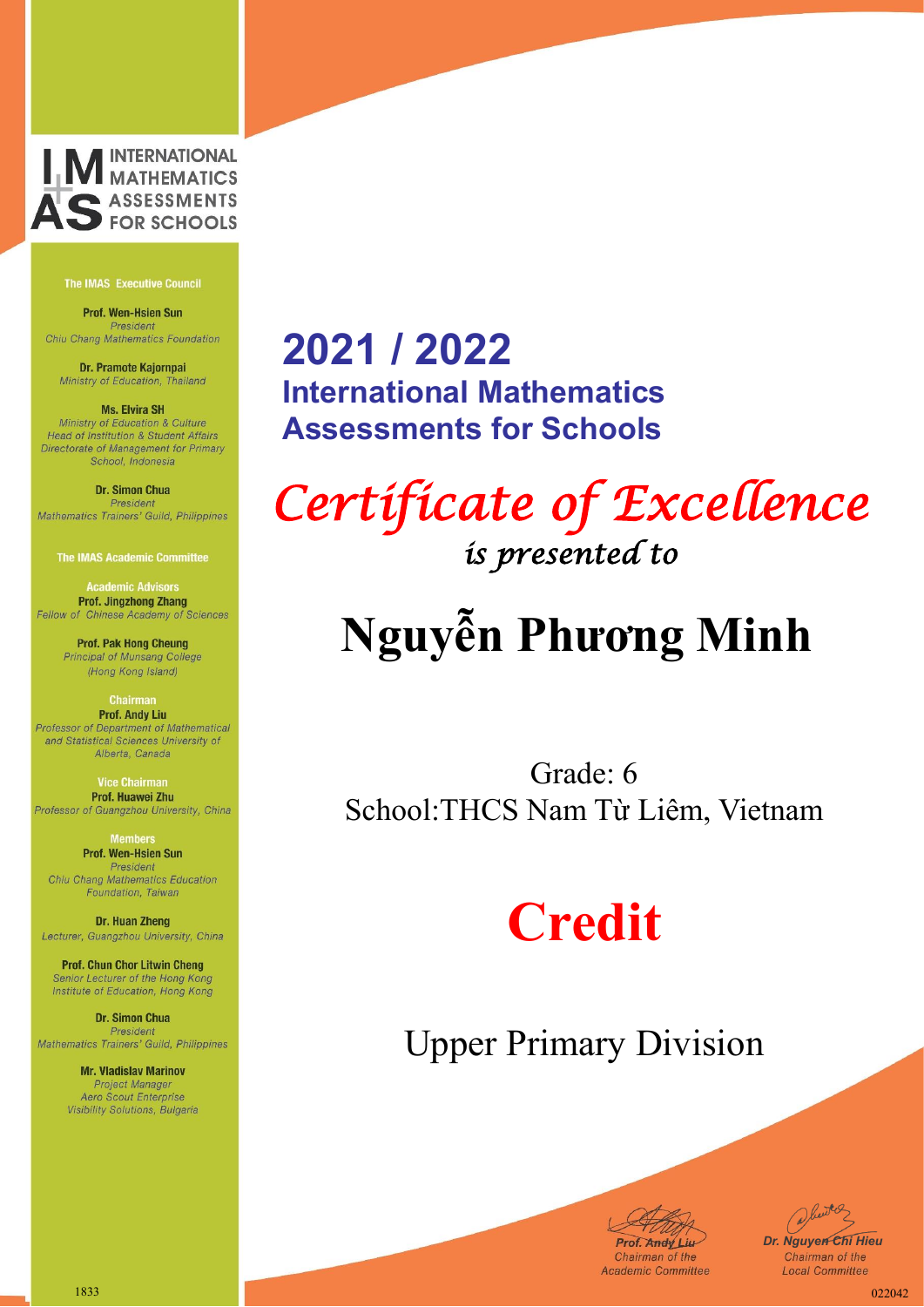INTERNATIONAL MATHEMATICS ASSESSMENTS FOR SCHOOLS

**The IMAS Executive Council**

**Prof. Wen-Hsien Sun**
*President*
*Chiu Chang Mathematics Foundation*

**Dr. Pramote Kajornpai**
*Ministry of Education, Thailand*

**Ms. Elvira SH**
*Ministry of Education & Culture*
*Head of Institution & Student Affairs*
*Directorate of Management for Primary School, Indonesia*

**Dr. Simon Chua**
*President*
*Mathematics Trainers' Guild, Philippines*

**The IMAS Academic Committee**

Academic Advisors
**Prof. Jingzhong Zhang**
*Fellow of Chinese Academy of Sciences*

**Prof. Pak Hong Cheung**
*Principal of Munsang College (Hong Kong Island)*

Chairman
**Prof. Andy Liu**
*Professor of Department of Mathematical and Statistical Sciences University of Alberta, Canada*

Vice Chairman
**Prof. Huawei Zhu**
*Professor of Guangzhou University, China*

Members
**Prof. Wen-Hsien Sun**
*President*
*Chiu Chang Mathematics Education Foundation, Taiwan*

**Dr. Huan Zheng**
*Lecturer, Guangzhou University, China*

**Prof. Chun Chor Litwin Cheng**
*Senior Lecturer of the Hong Kong Institute of Education, Hong Kong*

**Dr. Simon Chua**
*President*
*Mathematics Trainers' Guild, Philippines*

**Mr. Vladislav Marinov**
*Project Manager*
*Aero Scout Enterprise Visibility Solutions, Bulgaria*

# 2021 / 2022
## International Mathematics Assessments for Schools

# *Certificate of Excellence*
*is presented to*

# Nguyễn Phương Minh

Grade: 6
School:THCS Nam Từ Liêm, Vietnam

# Credit

Upper Primary Division

*Prof. Andy Liu*
*Chairman of the Academic Committee*

*Dr. Nguyen Chi Hieu*
*Chairman of the Local Committee*

1833

022042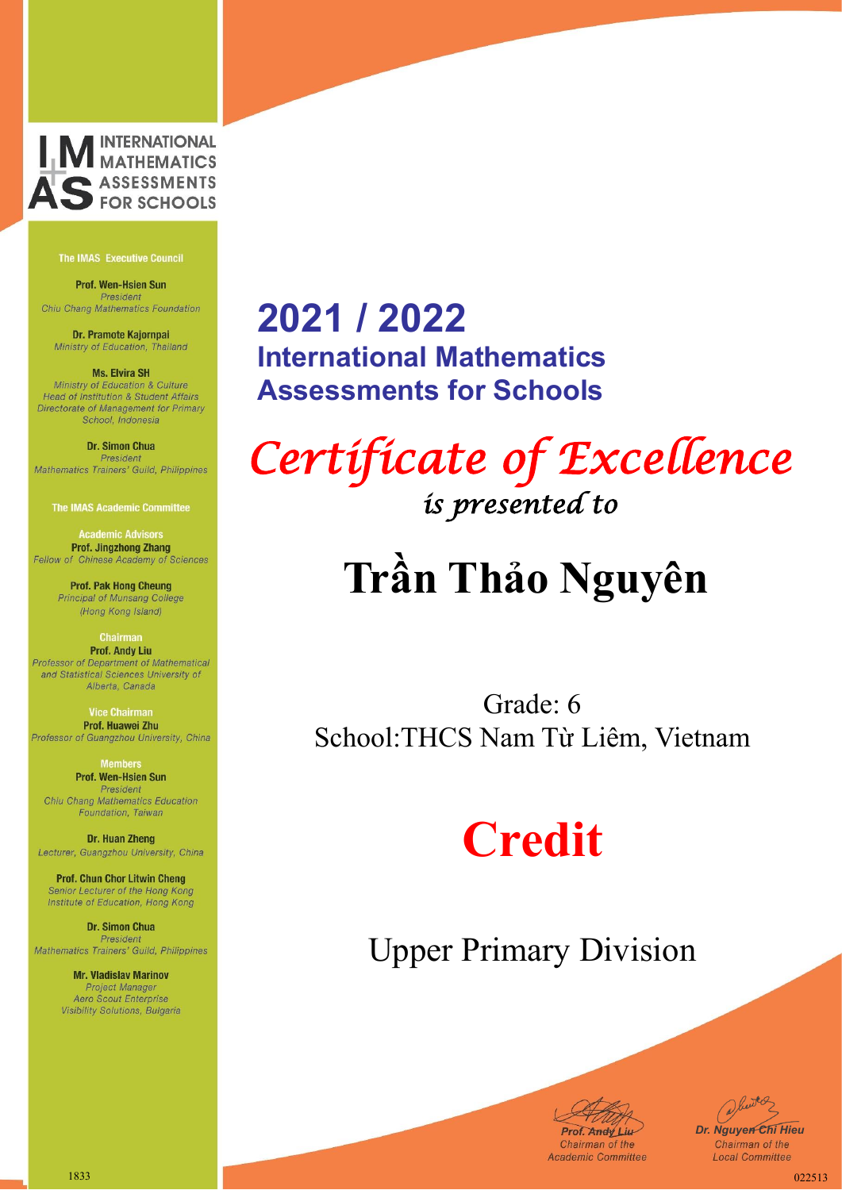INTERNATIONAL MATHEMATICS ASSESSMENTS FOR SCHOOLS

**The IMAS Executive Council**

**Prof. Wen-Hsien Sun**
*President*
*Chiu Chang Mathematics Foundation*

**Dr. Pramote Kajornpai**
*Ministry of Education, Thailand*

**Ms. Elvira SH**
*Ministry of Education & Culture*
*Head of Institution & Student Affairs*
*Directorate of Management for Primary School, Indonesia*

**Dr. Simon Chua**
*President*
*Mathematics Trainers' Guild, Philippines*

**The IMAS Academic Committee**

Academic Advisors
**Prof. Jingzhong Zhang**
*Fellow of Chinese Academy of Sciences*

**Prof. Pak Hong Cheung**
*Principal of Munsang College (Hong Kong Island)*

Chairman
**Prof. Andy Liu**
*Professor of Department of Mathematical and Statistical Sciences University of Alberta, Canada*

Vice Chairman
**Prof. Huawei Zhu**
*Professor of Guangzhou University, China*

Members
**Prof. Wen-Hsien Sun**
*President*
*Chiu Chang Mathematics Education Foundation, Taiwan*

**Dr. Huan Zheng**
*Lecturer, Guangzhou University, China*

**Prof. Chun Chor Litwin Cheng**
*Senior Lecturer of the Hong Kong Institute of Education, Hong Kong*

**Dr. Simon Chua**
*President*
*Mathematics Trainers' Guild, Philippines*

**Mr. Vladislav Marinov**
*Project Manager*
*Aero Scout Enterprise Visibility Solutions, Bulgaria*

# 2021 / 2022
## International Mathematics Assessments for Schools

# *Certificate of Excellence*
*is presented to*

# Trần Thảo Nguyên

Grade: 6
School:THCS Nam Từ Liêm, Vietnam

# Credit

Upper Primary Division

**Prof. Andy Liu**
*Chairman of the Academic Committee*

**Dr. Nguyen Chi Hieu**
*Chairman of the Local Committee*

1833

022513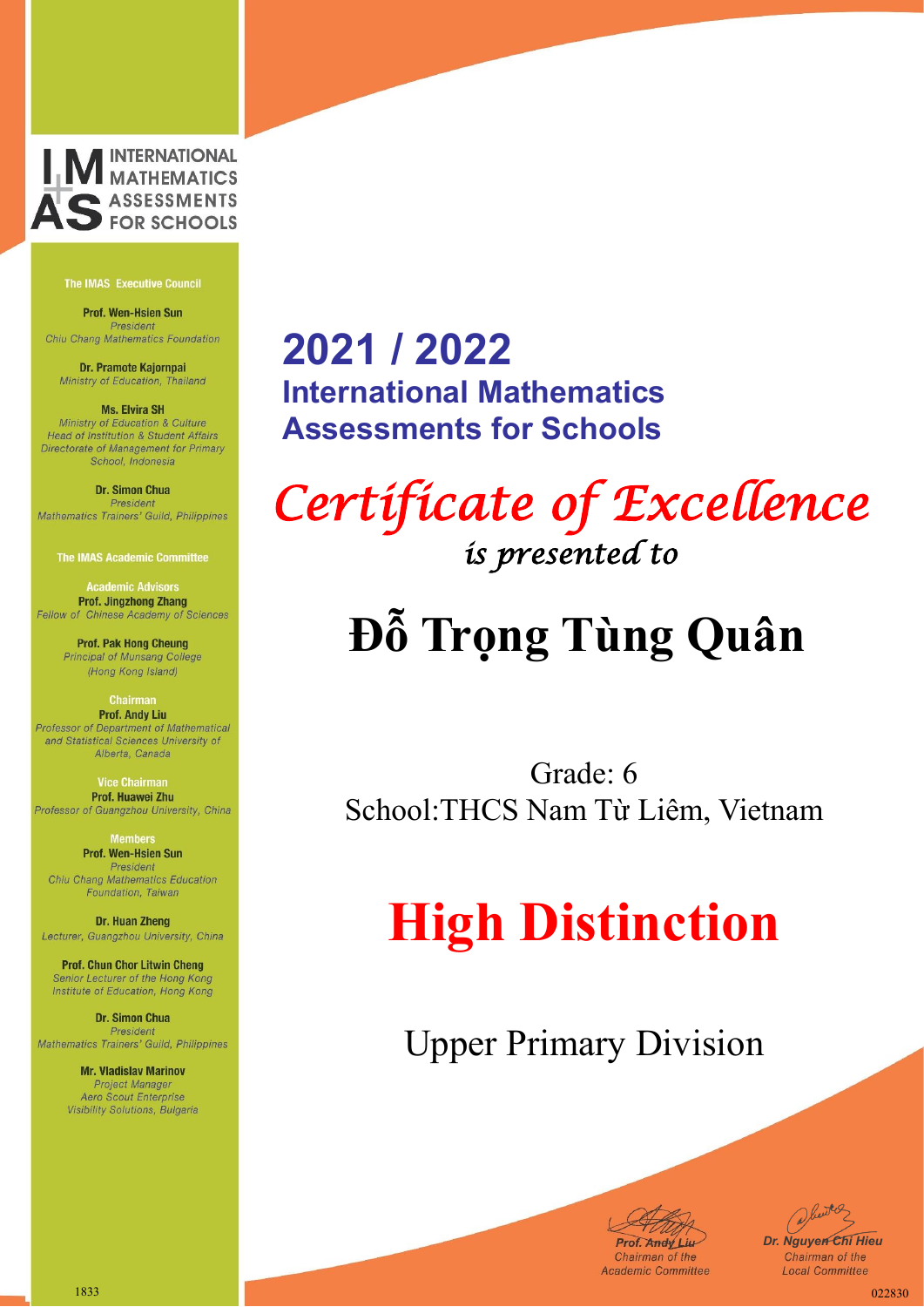INTERNATIONAL MATHEMATICS ASSESSMENTS FOR SCHOOLS

**The IMAS Executive Council**

**Prof. Wen-Hsien Sun**
*President*
*Chiu Chang Mathematics Foundation*

**Dr. Pramote Kajornpai**
*Ministry of Education, Thailand*

**Ms. Elvira SH**
*Ministry of Education & Culture*
*Head of Institution & Student Affairs*
*Directorate of Management for Primary School, Indonesia*

**Dr. Simon Chua**
*President*
*Mathematics Trainers' Guild, Philippines*

**The IMAS Academic Committee**

Academic Advisors
**Prof. Jingzhong Zhang**
*Fellow of Chinese Academy of Sciences*

**Prof. Pak Hong Cheung**
*Principal of Munsang College (Hong Kong Island)*

Chairman
**Prof. Andy Liu**
*Professor of Department of Mathematical and Statistical Sciences University of Alberta, Canada*

Vice Chairman
**Prof. Huawei Zhu**
*Professor of Guangzhou University, China*

Members
**Prof. Wen-Hsien Sun**
*President*
*Chiu Chang Mathematics Education Foundation, Taiwan*

**Dr. Huan Zheng**
*Lecturer, Guangzhou University, China*

**Prof. Chun Chor Litwin Cheng**
*Senior Lecturer of the Hong Kong Institute of Education, Hong Kong*

**Dr. Simon Chua**
*President*
*Mathematics Trainers' Guild, Philippines*

**Mr. Vladislav Marinov**
*Project Manager*
*Aero Scout Enterprise Visibility Solutions, Bulgaria*

# 2021 / 2022
## International Mathematics Assessments for Schools

*Certificate of Excellence*
*is presented to*

# Đỗ Trọng Tùng Quân

Grade: 6
School:THCS Nam Từ Liêm, Vietnam

# High Distinction

Upper Primary Division

*Prof. Andy Liu*
Chairman of the Academic Committee

*Dr. Nguyen Chi Hieu*
Chairman of the Local Committee

1833

022830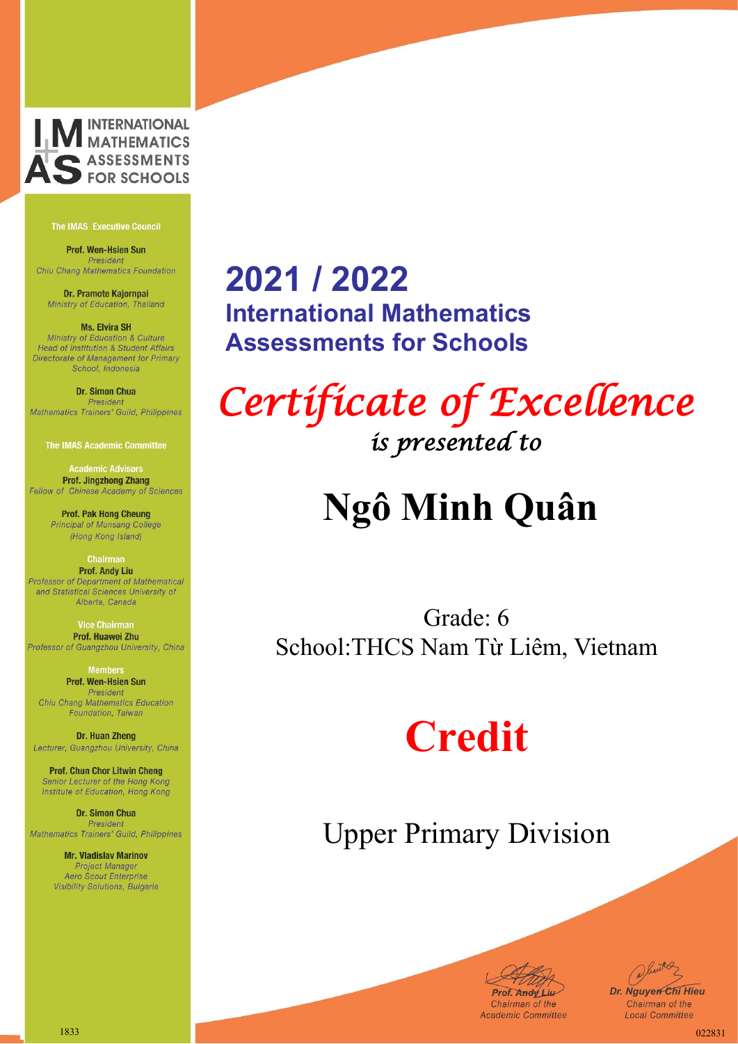INTERNATIONAL MATHEMATICS ASSESSMENTS FOR SCHOOLS

**The IMAS Executive Council**

**Prof. Wen-Hsien Sun**
*President*
*Chiu Chang Mathematics Foundation*

**Dr. Pramote Kajornpai**
*Ministry of Education, Thailand*

**Ms. Elvira SH**
*Ministry of Education & Culture*
*Head of Institution & Student Affairs*
*Directorate of Management for Primary School, Indonesia*

**Dr. Simon Chua**
*President*
*Mathematics Trainers' Guild, Philippines*

**The IMAS Academic Committee**

Academic Advisors
**Prof. Jingzhong Zhang**
*Fellow of Chinese Academy of Sciences*

**Prof. Pak Hong Cheung**
*Principal of Munsang College (Hong Kong Island)*

Chairman
**Prof. Andy Liu**
*Professor of Department of Mathematical and Statistical Sciences University of Alberta, Canada*

Vice Chairman
**Prof. Huawei Zhu**
*Professor of Guangzhou University, China*

Members
**Prof. Wen-Hsien Sun**
*President*
*Chiu Chang Mathematics Education Foundation, Taiwan*

**Dr. Huan Zheng**
*Lecturer, Guangzhou University, China*

**Prof. Chun Chor Litwin Cheng**
*Senior Lecturer of the Hong Kong Institute of Education, Hong Kong*

**Dr. Simon Chua**
*President*
*Mathematics Trainers' Guild, Philippines*

**Mr. Vladislav Marinov**
*Project Manager*
*Aero Scout Enterprise Visibility Solutions, Bulgaria*

# 2021 / 2022

## International Mathematics Assessments for Schools

# *Certificate of Excellence*

*is presented to*

# Ngô Minh Quân

Grade: 6

School:THCS Nam Từ Liêm, Vietnam

# Credit

Upper Primary Division

*Prof. Andy Liu*
*Chairman of the Academic Committee*

*Dr. Nguyen Chi Hieu*
*Chairman of the Local Committee*

1833

022831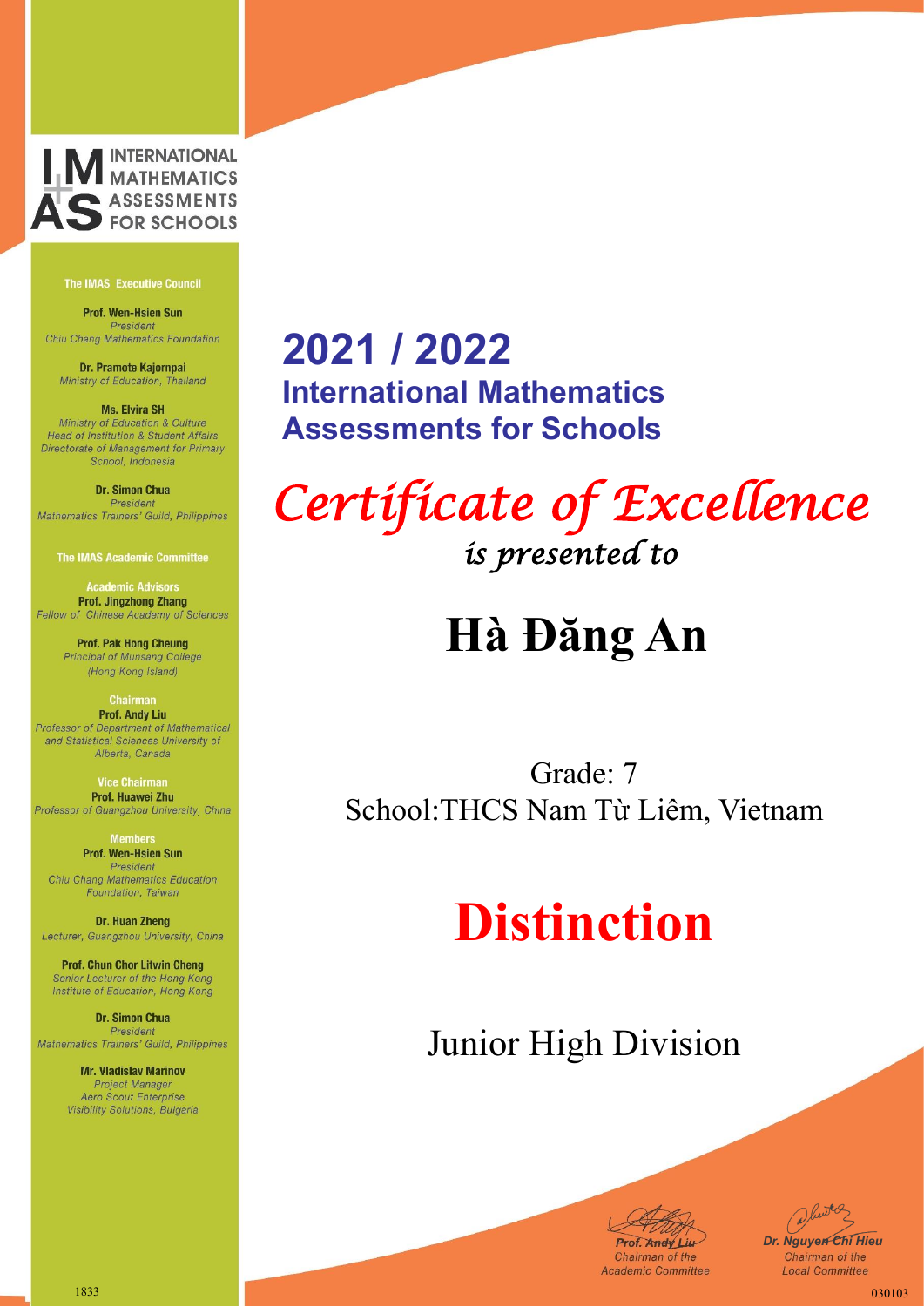INTERNATIONAL MATHEMATICS ASSESSMENTS FOR SCHOOLS

**The IMAS Executive Council**

**Prof. Wen-Hsien Sun**
*President*
*Chiu Chang Mathematics Foundation*

**Dr. Pramote Kajornpai**
*Ministry of Education, Thailand*

**Ms. Elvira SH**
*Ministry of Education & Culture*
*Head of Institution & Student Affairs*
*Directorate of Management for Primary School, Indonesia*

**Dr. Simon Chua**
*President*
*Mathematics Trainers' Guild, Philippines*

**The IMAS Academic Committee**

**Academic Advisors**

**Prof. Jingzhong Zhang**
*Fellow of Chinese Academy of Sciences*

**Prof. Pak Hong Cheung**
*Principal of Munsang College*
*(Hong Kong Island)*

**Chairman**

**Prof. Andy Liu**
*Professor of Department of Mathematical and Statistical Sciences University of Alberta, Canada*

**Vice Chairman**

**Prof. Huawei Zhu**
*Professor of Guangzhou University, China*

**Members**

**Prof. Wen-Hsien Sun**
*President*
*Chiu Chang Mathematics Education Foundation, Taiwan*

**Dr. Huan Zheng**
*Lecturer, Guangzhou University, China*

**Prof. Chun Chor Litwin Cheng**
*Senior Lecturer of the Hong Kong Institute of Education, Hong Kong*

**Dr. Simon Chua**
*President*
*Mathematics Trainers' Guild, Philippines*

**Mr. Vladislav Marinov**
*Project Manager*
*Aero Scout Enterprise*
*Visibility Solutions, Bulgaria*

# 2021 / 2022

## International Mathematics Assessments for Schools

# *Certificate of Excellence*

*is presented to*

# Hà Đăng An

Grade: 7

School:THCS Nam Từ Liêm, Vietnam

# Distinction

Junior High Division

*Prof. Andy Liu*
*Chairman of the Academic Committee*

*Dr. Nguyen Chi Hieu*
*Chairman of the Local Committee*

1833

030103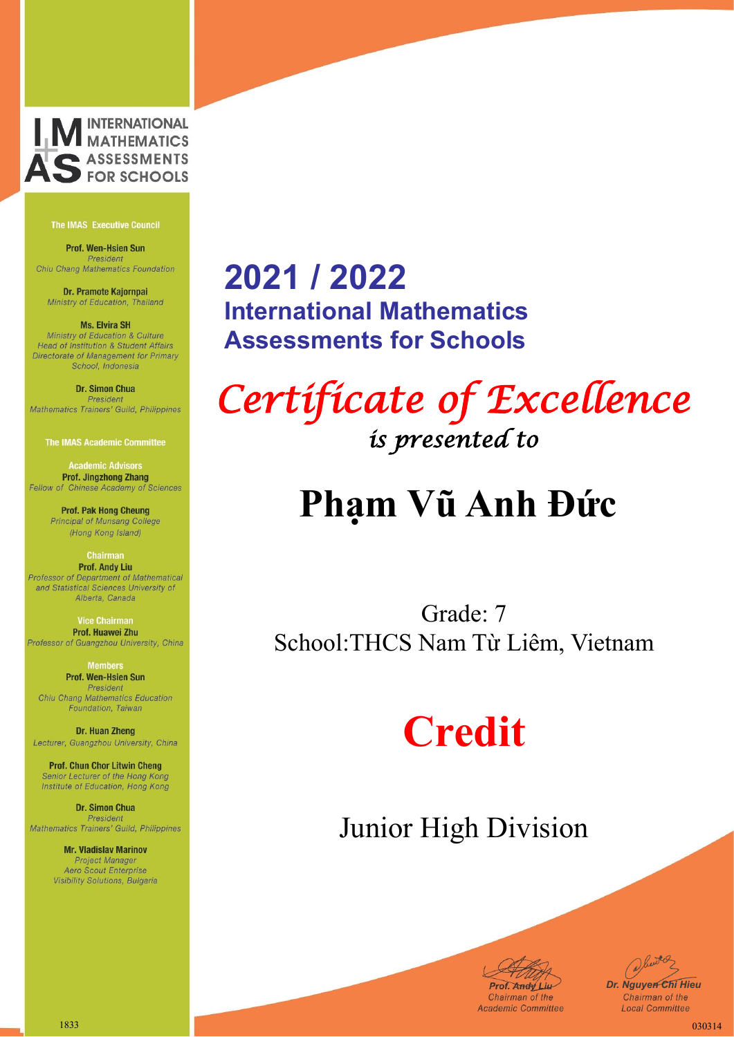INTERNATIONAL MATHEMATICS ASSESSMENTS FOR SCHOOLS

**The IMAS Executive Council**

**Prof. Wen-Hsien Sun**
*President*
*Chiu Chang Mathematics Foundation*

**Dr. Pramote Kajornpai**
*Ministry of Education, Thailand*

**Ms. Elvira SH**
*Ministry of Education & Culture*
*Head of Institution & Student Affairs*
*Directorate of Management for Primary School, Indonesia*

**Dr. Simon Chua**
*President*
*Mathematics Trainers' Guild, Philippines*

**The IMAS Academic Committee**

**Academic Advisors**
**Prof. Jingzhong Zhang**
*Fellow of Chinese Academy of Sciences*

**Prof. Pak Hong Cheung**
*Principal of Munsang College (Hong Kong Island)*

**Chairman**
**Prof. Andy Liu**
*Professor of Department of Mathematical and Statistical Sciences University of Alberta, Canada*

**Vice Chairman**
**Prof. Huawei Zhu**
*Professor of Guangzhou University, China*

**Members**
**Prof. Wen-Hsien Sun**
*President*
*Chiu Chang Mathematics Education Foundation, Taiwan*

**Dr. Huan Zheng**
*Lecturer, Guangzhou University, China*

**Prof. Chun Chor Litwin Cheng**
*Senior Lecturer of the Hong Kong Institute of Education, Hong Kong*

**Dr. Simon Chua**
*President*
*Mathematics Trainers' Guild, Philippines*

**Mr. Vladislav Marinov**
*Project Manager*
*Aero Scout Enterprise Visibility Solutions, Bulgaria*

# 2021 / 2022

## International Mathematics Assessments for Schools

*Certificate of Excellence*

*is presented to*

# Phạm Vũ Anh Đức

Grade: 7
School:THCS Nam Từ Liêm, Vietnam

# Credit

Junior High Division

*Prof. Andy Liu*
*Chairman of the Academic Committee*

*Dr. Nguyen Chi Hieu*
*Chairman of the Local Committee*

1833

030314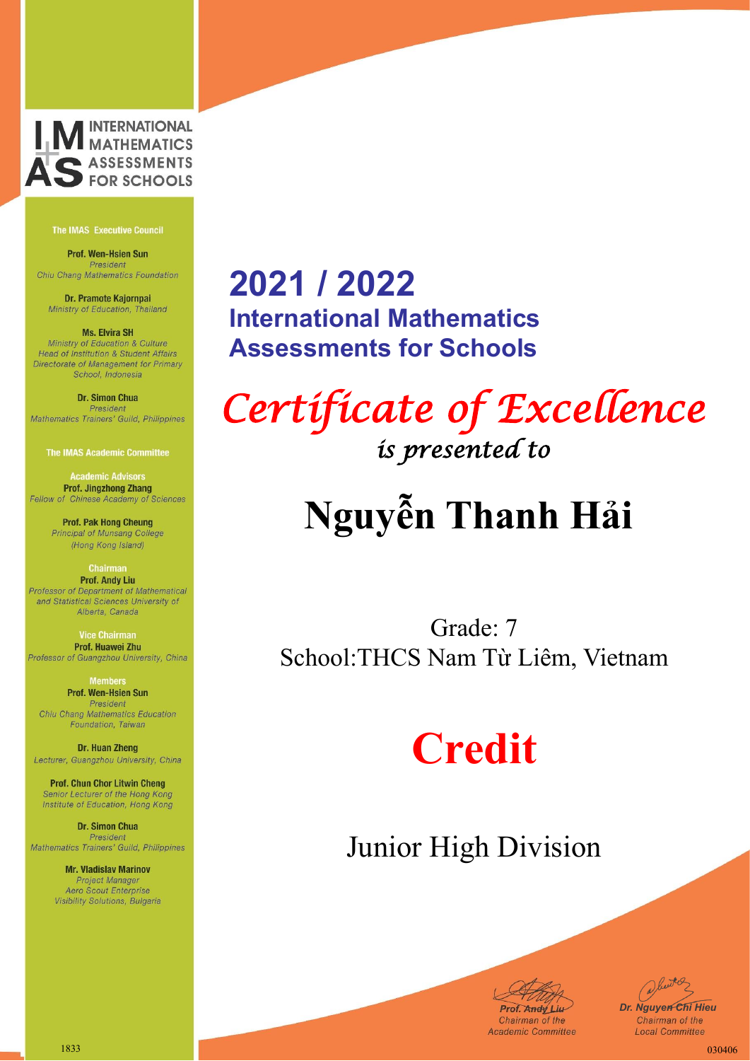INTERNATIONAL MATHEMATICS ASSESSMENTS FOR SCHOOLS

**The IMAS Executive Council**

**Prof. Wen-Hsien Sun**
*President*
*Chiu Chang Mathematics Foundation*

**Dr. Pramote Kajornpai**
*Ministry of Education, Thailand*

**Ms. Elvira SH**
*Ministry of Education & Culture*
*Head of Institution & Student Affairs*
*Directorate of Management for Primary School, Indonesia*

**Dr. Simon Chua**
*President*
*Mathematics Trainers' Guild, Philippines*

**The IMAS Academic Committee**

Academic Advisors
**Prof. Jingzhong Zhang**
*Fellow of Chinese Academy of Sciences*

**Prof. Pak Hong Cheung**
*Principal of Munsang College (Hong Kong Island)*

Chairman
**Prof. Andy Liu**
*Professor of Department of Mathematical and Statistical Sciences University of Alberta, Canada*

Vice Chairman
**Prof. Huawei Zhu**
*Professor of Guangzhou University, China*

Members
**Prof. Wen-Hsien Sun**
*President*
*Chiu Chang Mathematics Education Foundation, Taiwan*

**Dr. Huan Zheng**
*Lecturer, Guangzhou University, China*

**Prof. Chun Chor Litwin Cheng**
*Senior Lecturer of the Hong Kong Institute of Education, Hong Kong*

**Dr. Simon Chua**
*President*
*Mathematics Trainers' Guild, Philippines*

**Mr. Vladislav Marinov**
*Project Manager*
*Aero Scout Enterprise Visibility Solutions, Bulgaria*

# 2021 / 2022
## International Mathematics Assessments for Schools

# *Certificate of Excellence*
*is presented to*

# Nguyễn Thanh Hải

Grade: 7
School:THCS Nam Từ Liêm, Vietnam

# Credit

Junior High Division

*Prof. Andy Liu*
*Chairman of the Academic Committee*

*Dr. Nguyen Chi Hieu*
*Chairman of the Local Committee*

1833

030406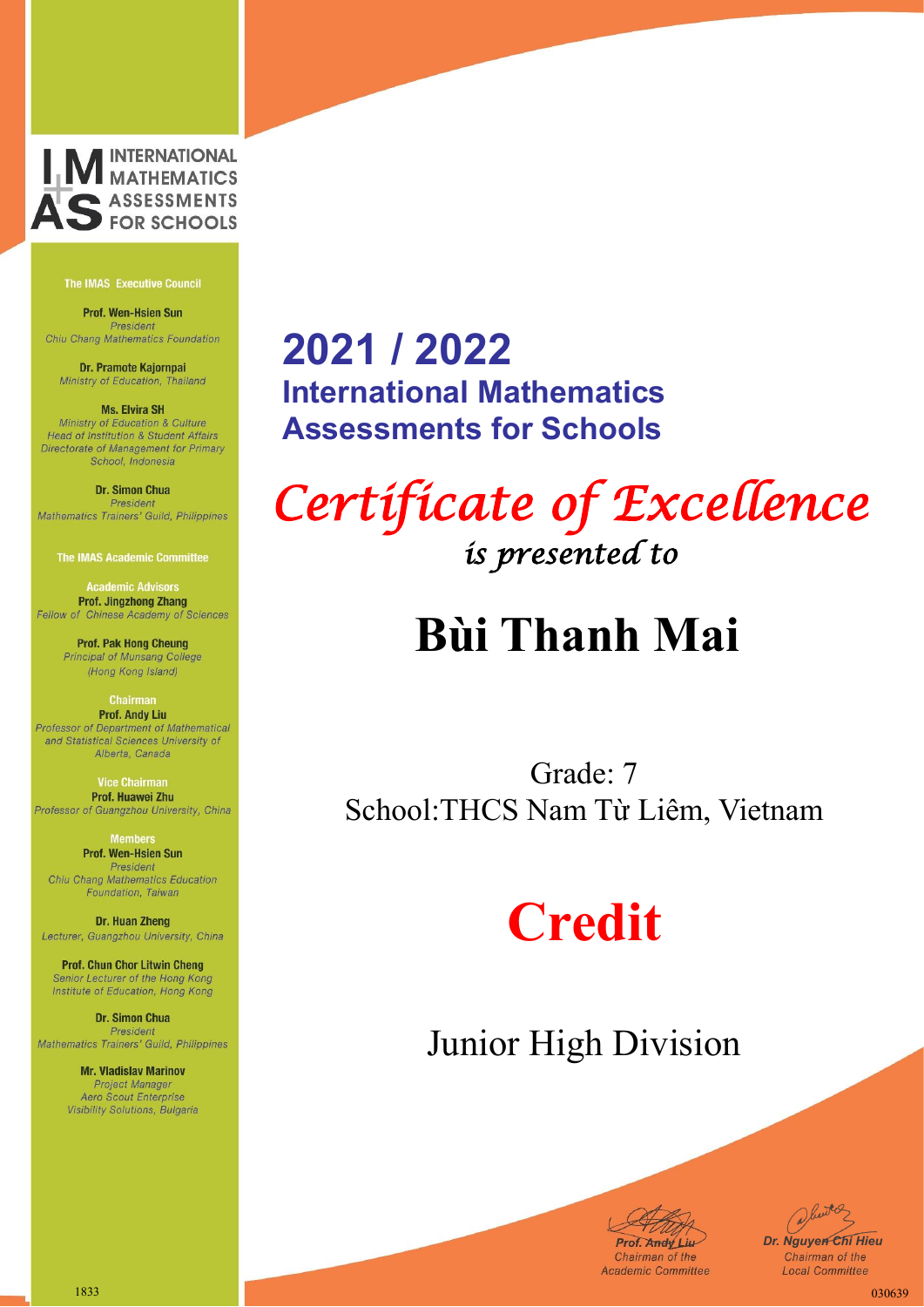INTERNATIONAL MATHEMATICS ASSESSMENTS FOR SCHOOLS

**The IMAS Executive Council**

**Prof. Wen-Hsien Sun**
*President*
*Chiu Chang Mathematics Foundation*

**Dr. Pramote Kajornpai**
*Ministry of Education, Thailand*

**Ms. Elvira SH**
*Ministry of Education & Culture*
*Head of Institution & Student Affairs*
*Directorate of Management for Primary School, Indonesia*

**Dr. Simon Chua**
*President*
*Mathematics Trainers' Guild, Philippines*

**The IMAS Academic Committee**

Academic Advisors
**Prof. Jingzhong Zhang**
*Fellow of Chinese Academy of Sciences*

**Prof. Pak Hong Cheung**
*Principal of Munsang College (Hong Kong Island)*

Chairman
**Prof. Andy Liu**
*Professor of Department of Mathematical and Statistical Sciences University of Alberta, Canada*

Vice Chairman
**Prof. Huawei Zhu**
*Professor of Guangzhou University, China*

Members
**Prof. Wen-Hsien Sun**
*President*
*Chiu Chang Mathematics Education Foundation, Taiwan*

**Dr. Huan Zheng**
*Lecturer, Guangzhou University, China*

**Prof. Chun Chor Litwin Cheng**
*Senior Lecturer of the Hong Kong Institute of Education, Hong Kong*

**Dr. Simon Chua**
*President*
*Mathematics Trainers' Guild, Philippines*

**Mr. Vladislav Marinov**
*Project Manager*
*Aero Scout Enterprise Visibility Solutions, Bulgaria*

# 2021 / 2022
## International Mathematics Assessments for Schools

# *Certificate of Excellence*
*is presented to*

# Bùi Thanh Mai

Grade: 7
School:THCS Nam Từ Liêm, Vietnam

# Credit

Junior High Division

**Prof. Andy Liu**
*Chairman of the Academic Committee*

**Dr. Nguyen Chi Hieu**
*Chairman of the Local Committee*

1833

030639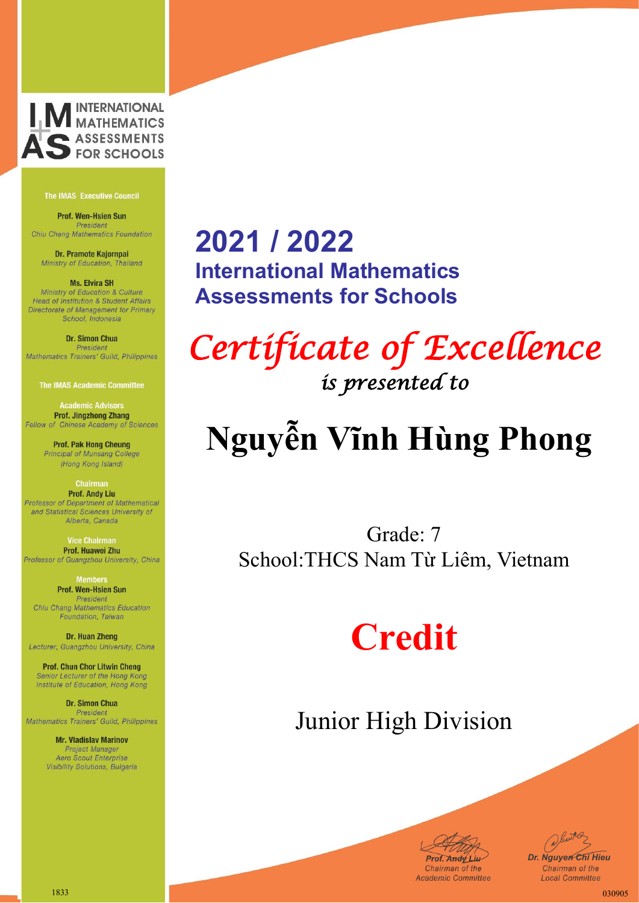INTERNATIONAL MATHEMATICS ASSESSMENTS FOR SCHOOLS

**The IMAS Executive Council**

**Prof. Wen-Hsien Sun**
*President*
*Chiu Chang Mathematics Foundation*

**Dr. Pramote Kajornpai**
*Ministry of Education, Thailand*

**Ms. Elvira SH**
*Ministry of Education & Culture*
*Head of Institution & Student Affairs*
*Directorate of Management for Primary School, Indonesia*

**Dr. Simon Chua**
*President*
*Mathematics Trainers' Guild, Philippines*

**The IMAS Academic Committee**

Academic Advisors
**Prof. Jingzhong Zhang**
*Fellow of Chinese Academy of Sciences*

**Prof. Pak Hong Cheung**
*Principal of Munsang College (Hong Kong Island)*

Chairman
**Prof. Andy Liu**
*Professor of Department of Mathematical and Statistical Sciences University of Alberta, Canada*

Vice Chairman
**Prof. Huawei Zhu**
*Professor of Guangzhou University, China*

Members
**Prof. Wen-Hsien Sun**
*President*
*Chiu Chang Mathematics Education Foundation, Taiwan*

**Dr. Huan Zheng**
*Lecturer, Guangzhou University, China*

**Prof. Chun Chor Litwin Cheng**
*Senior Lecturer of the Hong Kong Institute of Education, Hong Kong*

**Dr. Simon Chua**
*President*
*Mathematics Trainers' Guild, Philippines*

**Mr. Vladislav Marinov**
*Project Manager*
*Aero Scout Enterprise Visibility Solutions, Bulgaria*

# 2021 / 2022
## International Mathematics Assessments for Schools

# *Certificate of Excellence*
*is presented to*

# Nguyễn Vĩnh Hùng Phong

Grade: 7
School:THCS Nam Từ Liêm, Vietnam

# Credit

Junior High Division

**Prof. Andy Liu**
*Chairman of the Academic Committee*

**Dr. Nguyen Chi Hieu**
*Chairman of the Local Committee*

1833

030905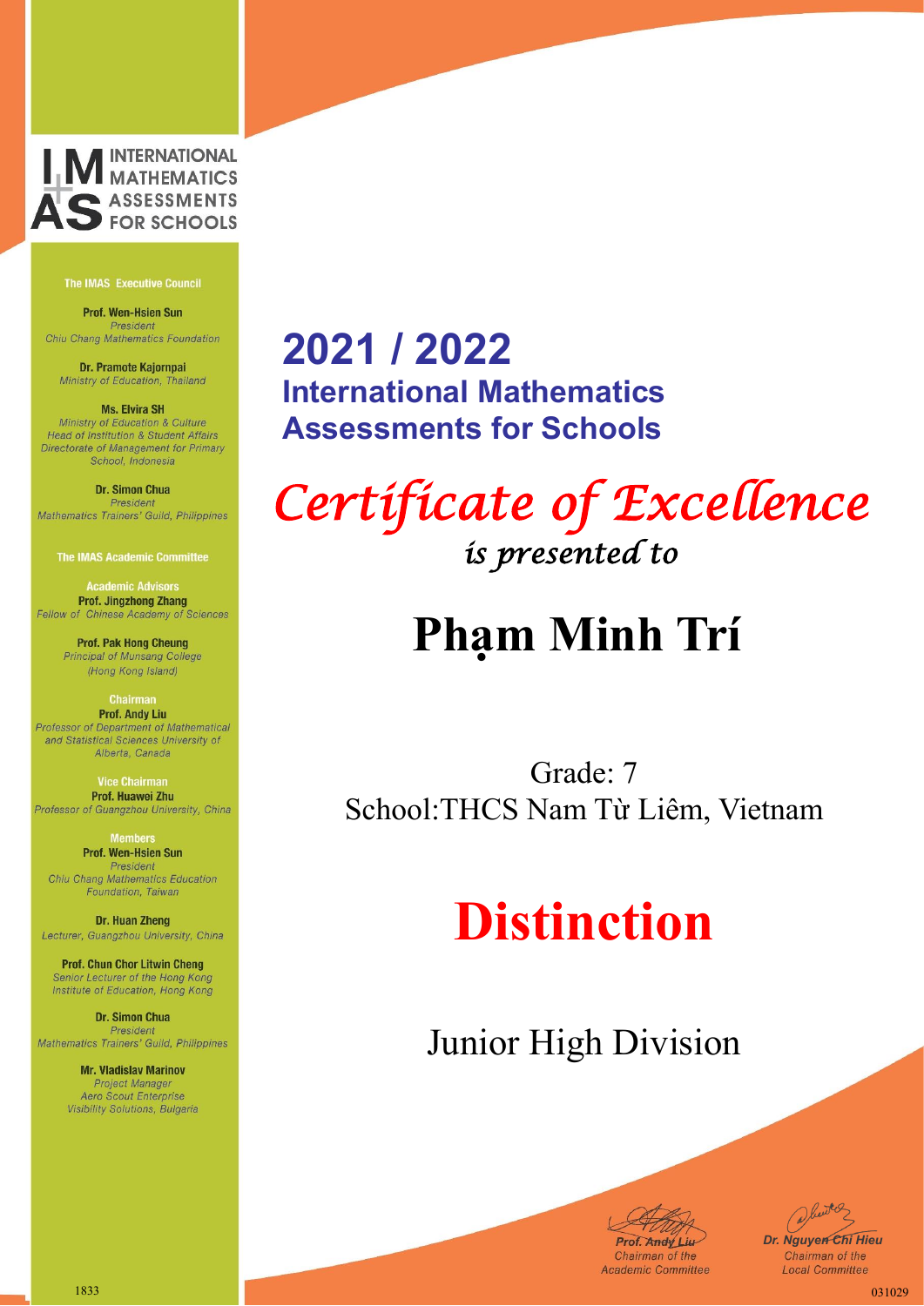INTERNATIONAL MATHEMATICS ASSESSMENTS FOR SCHOOLS

**The IMAS Executive Council**

**Prof. Wen-Hsien Sun**
*President*
*Chiu Chang Mathematics Foundation*

**Dr. Pramote Kajornpai**
*Ministry of Education, Thailand*

**Ms. Elvira SH**
*Ministry of Education & Culture*
*Head of Institution & Student Affairs*
*Directorate of Management for Primary School, Indonesia*

**Dr. Simon Chua**
*President*
*Mathematics Trainers' Guild, Philippines*

**The IMAS Academic Committee**

Academic Advisors
**Prof. Jingzhong Zhang**
*Fellow of Chinese Academy of Sciences*

**Prof. Pak Hong Cheung**
*Principal of Munsang College (Hong Kong Island)*

Chairman
**Prof. Andy Liu**
*Professor of Department of Mathematical and Statistical Sciences University of Alberta, Canada*

Vice Chairman
**Prof. Huawei Zhu**
*Professor of Guangzhou University, China*

Members
**Prof. Wen-Hsien Sun**
*President*
*Chiu Chang Mathematics Education Foundation, Taiwan*

**Dr. Huan Zheng**
*Lecturer, Guangzhou University, China*

**Prof. Chun Chor Litwin Cheng**
*Senior Lecturer of the Hong Kong Institute of Education, Hong Kong*

**Dr. Simon Chua**
*President*
*Mathematics Trainers' Guild, Philippines*

**Mr. Vladislav Marinov**
*Project Manager*
*Aero Scout Enterprise Visibility Solutions, Bulgaria*

# 2021 / 2022
## International Mathematics Assessments for Schools

# *Certificate of Excellence*
*is presented to*

# Phạm Minh Trí

Grade: 7
School:THCS Nam Từ Liêm, Vietnam

# Distinction

Junior High Division

**Prof. Andy Liu**
Chairman of the Academic Committee

**Dr. Nguyen Chi Hieu**
Chairman of the Local Committee

1833

031029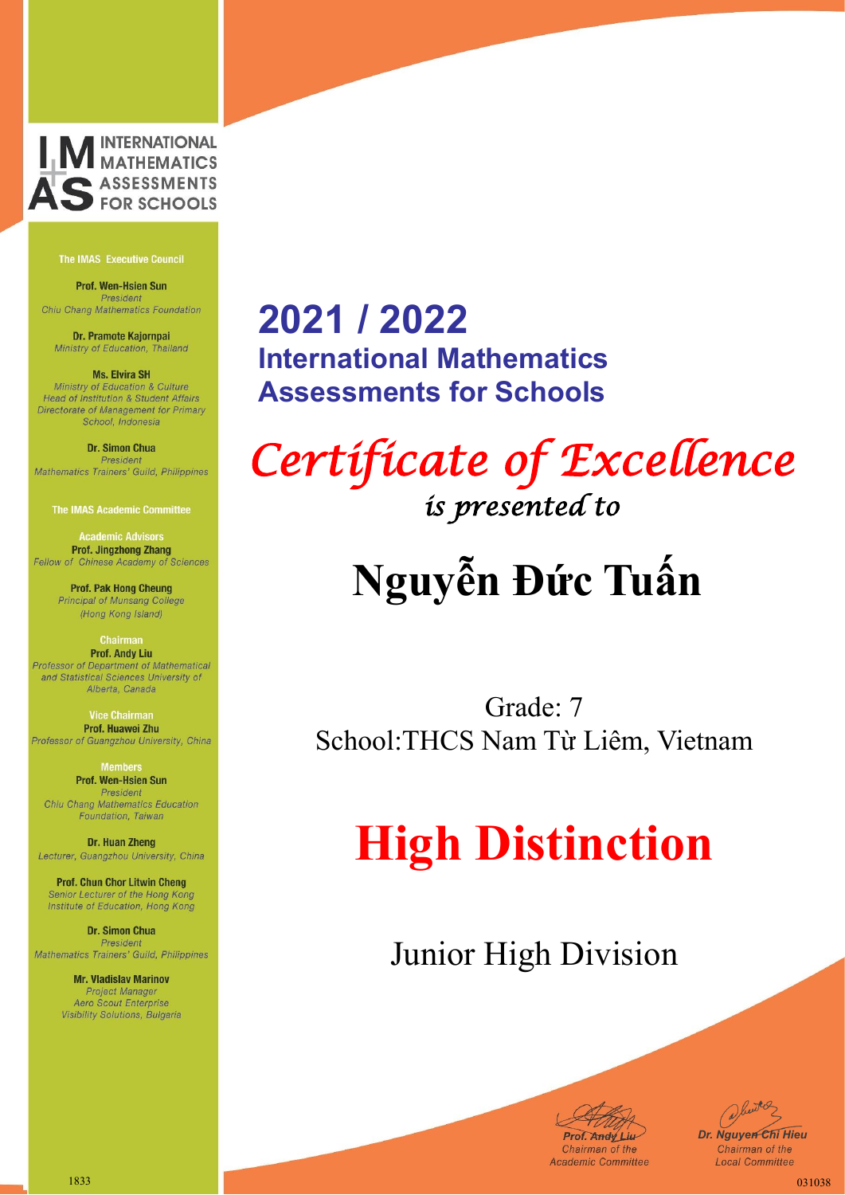INTERNATIONAL MATHEMATICS ASSESSMENTS FOR SCHOOLS

**The IMAS Executive Council**

**Prof. Wen-Hsien Sun**
*President*
*Chiu Chang Mathematics Foundation*

**Dr. Pramote Kajornpai**
*Ministry of Education, Thailand*

**Ms. Elvira SH**
*Ministry of Education & Culture*
*Head of Institution & Student Affairs*
*Directorate of Management for Primary School, Indonesia*

**Dr. Simon Chua**
*President*
*Mathematics Trainers' Guild, Philippines*

**The IMAS Academic Committee**

**Academic Advisors**

**Prof. Jingzhong Zhang**
*Fellow of Chinese Academy of Sciences*

**Prof. Pak Hong Cheung**
*Principal of Munsang College (Hong Kong Island)*

**Chairman**

**Prof. Andy Liu**
*Professor of Department of Mathematical and Statistical Sciences University of Alberta, Canada*

**Vice Chairman**

**Prof. Huawei Zhu**
*Professor of Guangzhou University, China*

**Members**

**Prof. Wen-Hsien Sun**
*President*
*Chiu Chang Mathematics Education Foundation, Taiwan*

**Dr. Huan Zheng**
*Lecturer, Guangzhou University, China*

**Prof. Chun Chor Litwin Cheng**
*Senior Lecturer of the Hong Kong Institute of Education, Hong Kong*

**Dr. Simon Chua**
*President*
*Mathematics Trainers' Guild, Philippines*

**Mr. Vladislav Marinov**
*Project Manager*
*Aero Scout Enterprise Visibility Solutions, Bulgaria*

# 2021 / 2022

## International Mathematics Assessments for Schools

*Certificate of Excellence*

*is presented to*

# Nguyễn Đức Tuấn

Grade: 7

School:THCS Nam Từ Liêm, Vietnam

# High Distinction

Junior High Division

*Prof. Andy Liu*
*Chairman of the Academic Committee*

*Dr. Nguyen Chi Hieu*
*Chairman of the Local Committee*

1833

031038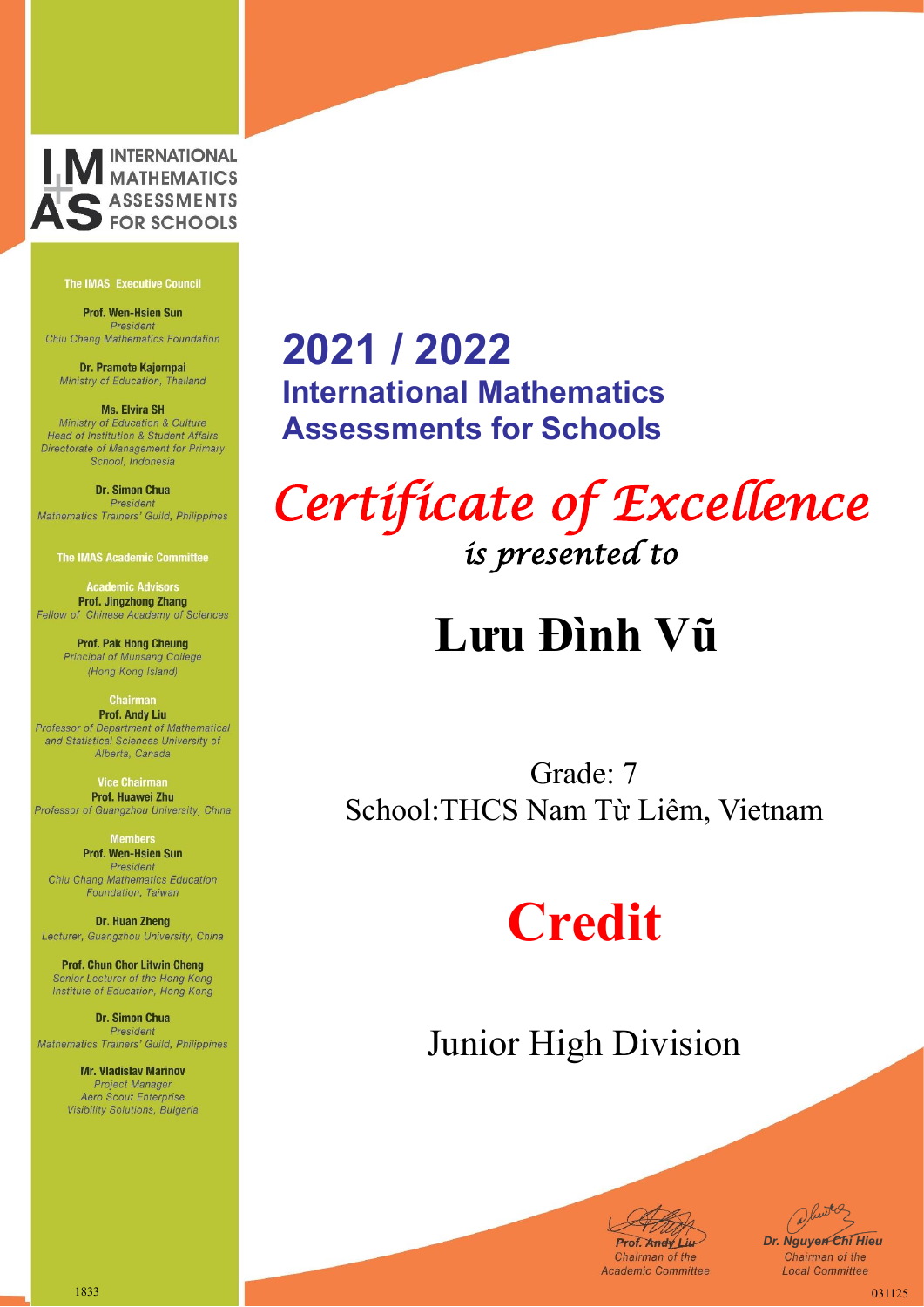INTERNATIONAL MATHEMATICS ASSESSMENTS FOR SCHOOLS

**The IMAS Executive Council**

**Prof. Wen-Hsien Sun**
*President*
*Chiu Chang Mathematics Foundation*

**Dr. Pramote Kajornpai**
*Ministry of Education, Thailand*

**Ms. Elvira SH**
*Ministry of Education & Culture*
*Head of Institution & Student Affairs*
*Directorate of Management for Primary School, Indonesia*

**Dr. Simon Chua**
*President*
*Mathematics Trainers' Guild, Philippines*

**The IMAS Academic Committee**

**Academic Advisors**
**Prof. Jingzhong Zhang**
*Fellow of Chinese Academy of Sciences*

**Prof. Pak Hong Cheung**
*Principal of Munsang College (Hong Kong Island)*

**Chairman**
**Prof. Andy Liu**
*Professor of Department of Mathematical and Statistical Sciences University of Alberta, Canada*

**Vice Chairman**
**Prof. Huawei Zhu**
*Professor of Guangzhou University, China*

**Members**
**Prof. Wen-Hsien Sun**
*President*
*Chiu Chang Mathematics Education Foundation, Taiwan*

**Dr. Huan Zheng**
*Lecturer, Guangzhou University, China*

**Prof. Chun Chor Litwin Cheng**
*Senior Lecturer of the Hong Kong Institute of Education, Hong Kong*

**Dr. Simon Chua**
*President*
*Mathematics Trainers' Guild, Philippines*

**Mr. Vladislav Marinov**
*Project Manager*
*Aero Scout Enterprise Visibility Solutions, Bulgaria*

# 2021 / 2022
## International Mathematics Assessments for Schools

*Certificate of Excellence*
*is presented to*

# Lưu Đình Vũ

Grade: 7
School:THCS Nam Từ Liêm, Vietnam

# Credit

Junior High Division

*Prof. Andy Liu*
*Chairman of the Academic Committee*

*Dr. Nguyen Chi Hieu*
*Chairman of the Local Committee*

1833

031125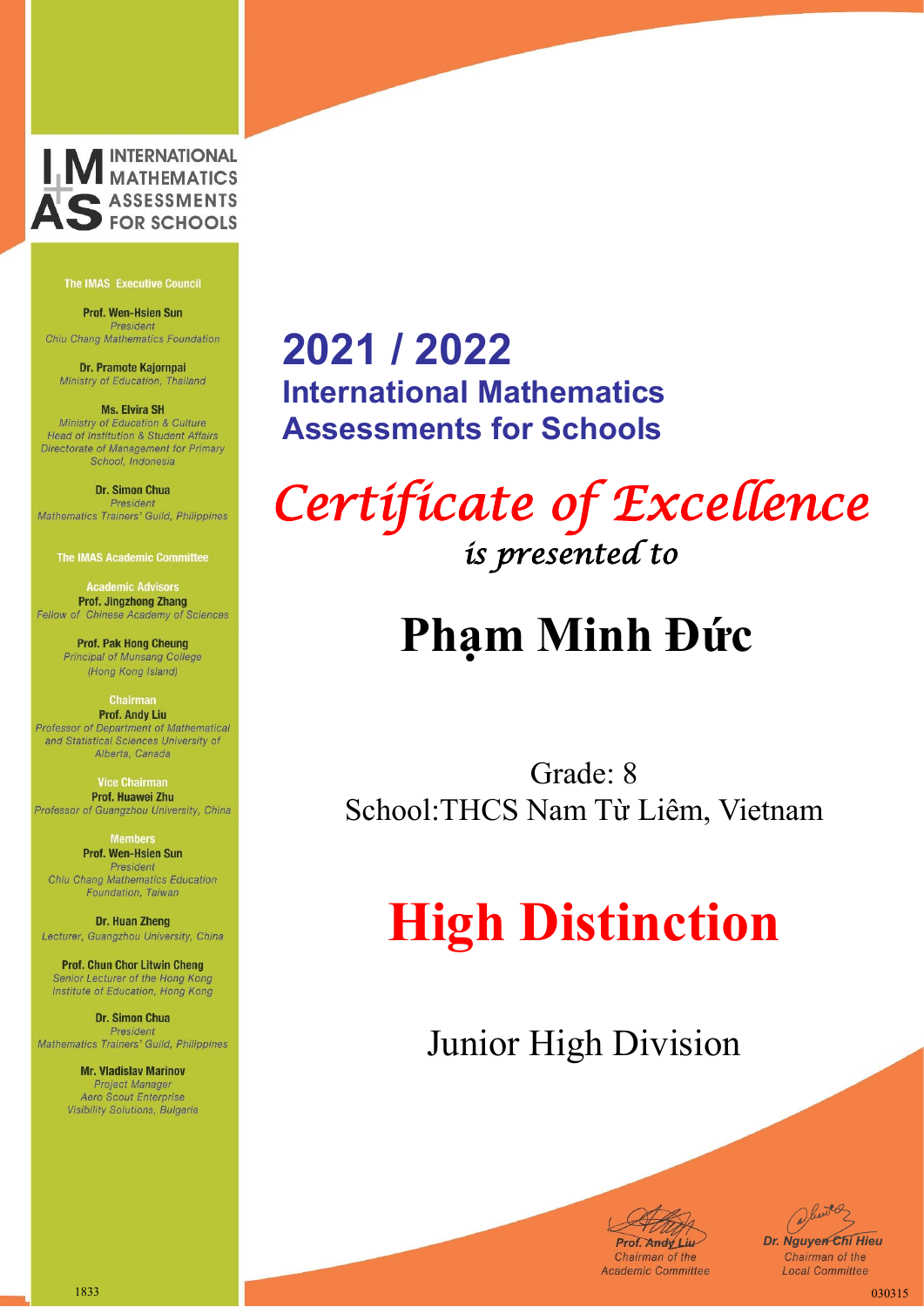INTERNATIONAL MATHEMATICS ASSESSMENTS FOR SCHOOLS

**The IMAS Executive Council**

**Prof. Wen-Hsien Sun**
*President*
*Chiu Chang Mathematics Foundation*

**Dr. Pramote Kajornpai**
*Ministry of Education, Thailand*

**Ms. Elvira SH**
*Ministry of Education & Culture*
*Head of Institution & Student Affairs*
*Directorate of Management for Primary School, Indonesia*

**Dr. Simon Chua**
*President*
*Mathematics Trainers' Guild, Philippines*

**The IMAS Academic Committee**

**Academic Advisors**
**Prof. Jingzhong Zhang**
*Fellow of Chinese Academy of Sciences*

**Prof. Pak Hong Cheung**
*Principal of Munsang College (Hong Kong Island)*

**Chairman**
**Prof. Andy Liu**
*Professor of Department of Mathematical and Statistical Sciences University of Alberta, Canada*

**Vice Chairman**
**Prof. Huawei Zhu**
*Professor of Guangzhou University, China*

**Members**
**Prof. Wen-Hsien Sun**
*President*
*Chiu Chang Mathematics Education Foundation, Taiwan*

**Dr. Huan Zheng**
*Lecturer, Guangzhou University, China*

**Prof. Chun Chor Litwin Cheng**
*Senior Lecturer of the Hong Kong Institute of Education, Hong Kong*

**Dr. Simon Chua**
*President*
*Mathematics Trainers' Guild, Philippines*

**Mr. Vladislav Marinov**
*Project Manager*
*Aero Scout Enterprise Visibility Solutions, Bulgaria*

# 2021 / 2022
## International Mathematics Assessments for Schools

*Certificate of Excellence*
*is presented to*

# Phạm Minh Đức

Grade: 8
School:THCS Nam Từ Liêm, Vietnam

# High Distinction

Junior High Division

*Prof. Andy Liu*
*Chairman of the Academic Committee*

*Dr. Nguyen Chi Hieu*
*Chairman of the Local Committee*

1833

030315